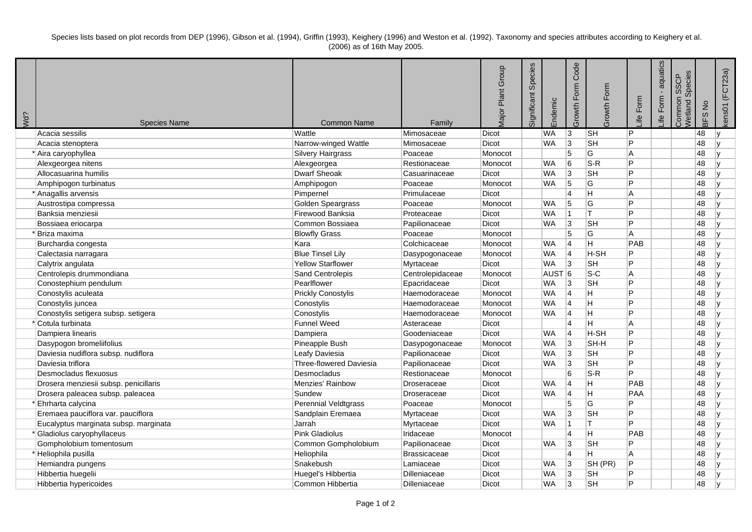Species lists based on plot records from DEP (1996), Gibson et al. (1994), Griffin (1993), Keighery (1996) and Weston et al. (1992). Taxonomy and species attributes according to Keighery et al. (2006) as of 16th May 2005.

| Wd? | Species Name | Common Name | Family | Major Plant Group | Significant Species | Endemic | Growth Form Code | Growth Form | Life Form | Life Form - aquatics | Common SSCP Wetland Species | BFS No | kens01 (FCT23a) |
|---|---|---|---|---|---|---|---|---|---|---|---|---|---|
| | Acacia sessilis | Wattle | Mimosaceae | Dicot | | WA | 3 | SH | P | | | 48 | y |
| | Acacia stenoptera | Narrow-winged Wattle | Mimosaceae | Dicot | | WA | 3 | SH | P | | | 48 | y |
| * | Aira caryophyllea | Silvery Hairgrass | Poaceae | Monocot | | | 5 | G | A | | | 48 | y |
| | Alexgeorgea nitens | Alexgeorgea | Restionaceae | Monocot | | WA | 6 | S-R | P | | | 48 | y |
| | Allocasuarina humilis | Dwarf Sheoak | Casuarinaceae | Dicot | | WA | 3 | SH | P | | | 48 | y |
| | Amphipogon turbinatus | Amphipogon | Poaceae | Monocot | | WA | 5 | G | P | | | 48 | y |
| * | Anagallis arvensis | Pimpernel | Primulaceae | Dicot | | | 4 | H | A | | | 48 | y |
| | Austrostipa compressa | Golden Speargrass | Poaceae | Monocot | | WA | 5 | G | P | | | 48 | y |
| | Banksia menziesii | Firewood Banksia | Proteaceae | Dicot | | WA | 1 | T | P | | | 48 | y |
| | Bossiaea eriocarpa | Common Bossiaea | Papilionaceae | Dicot | | WA | 3 | SH | P | | | 48 | y |
| * | Briza maxima | Blowfly Grass | Poaceae | Monocot | | | 5 | G | A | | | 48 | y |
| | Burchardia congesta | Kara | Colchicaceae | Monocot | | WA | 4 | H | PAB | | | 48 | y |
| | Calectasia narragara | Blue Tinsel Lily | Dasypogonaceae | Monocot | | WA | 4 | H-SH | P | | | 48 | y |
| | Calytrix angulata | Yellow Starflower | Myrtaceae | Dicot | | WA | 3 | SH | P | | | 48 | y |
| | Centrolepis drummondiana | Sand Centrolepis | Centrolepidaceae | Monocot | | AUST | 6 | S-C | A | | | 48 | y |
| | Conostephium pendulum | Pearlflower | Epacridaceae | Dicot | | WA | 3 | SH | P | | | 48 | y |
| | Conostylis aculeata | Prickly Conostylis | Haemodoraceae | Monocot | | WA | 4 | H | P | | | 48 | y |
| | Conostylis juncea | Conostylis | Haemodoraceae | Monocot | | WA | 4 | H | P | | | 48 | y |
| | Conostylis setigera subsp. setigera | Conostylis | Haemodoraceae | Monocot | | WA | 4 | H | P | | | 48 | y |
| * | Cotula turbinata | Funnel Weed | Asteraceae | Dicot | | | 4 | H | A | | | 48 | y |
| | Dampiera linearis | Dampiera | Goodeniaceae | Dicot | | WA | 4 | H-SH | P | | | 48 | y |
| | Dasypogon bromeliifolius | Pineapple Bush | Dasypogonaceae | Monocot | | WA | 3 | SH-H | P | | | 48 | y |
| | Daviesia nudiflora subsp. nudiflora | Leafy Daviesia | Papilionaceae | Dicot | | WA | 3 | SH | P | | | 48 | y |
| | Daviesia triflora | Three-flowered Daviesia | Papilionaceae | Dicot | | WA | 3 | SH | P | | | 48 | y |
| | Desmocladus flexuosus | Desmocladus | Restionaceae | Monocot | | | 6 | S-R | P | | | 48 | y |
| | Drosera menziesii subsp. penicillaris | Menzies' Rainbow | Droseraceae | Dicot | | WA | 4 | H | PAB | | | 48 | y |
| | Drosera paleacea subsp. paleacea | Sundew | Droseraceae | Dicot | | WA | 4 | H | PAA | | | 48 | y |
| * | Ehrharta calycina | Perennial Veldtgrass | Poaceae | Monocot | | | 5 | G | P | | | 48 | y |
| | Eremaea pauciflora var. pauciflora | Sandplain Eremaea | Myrtaceae | Dicot | | WA | 3 | SH | P | | | 48 | y |
| | Eucalyptus marginata subsp. marginata | Jarrah | Myrtaceae | Dicot | | WA | 1 | T | P | | | 48 | y |
| * | Gladiolus caryophyllaceus | Pink Gladiolus | Iridaceae | Monocot | | | 4 | H | PAB | | | 48 | y |
| | Gompholobium tomentosum | Common Gompholobium | Papilionaceae | Dicot | | WA | 3 | SH | P | | | 48 | y |
| * | Heliophila pusilla | Heliophila | Brassicaceae | Dicot | | | 4 | H | A | | | 48 | y |
| | Hemiandra pungens | Snakebush | Lamiaceae | Dicot | | WA | 3 | SH (PR) | P | | | 48 | y |
| | Hibbertia huegelii | Huegel's Hibbertia | Dilleniaceae | Dicot | | WA | 3 | SH | P | | | 48 | y |
| | Hibbertia hypericoides | Common Hibbertia | Dilleniaceae | Dicot | | WA | 3 | SH | P | | | 48 | y |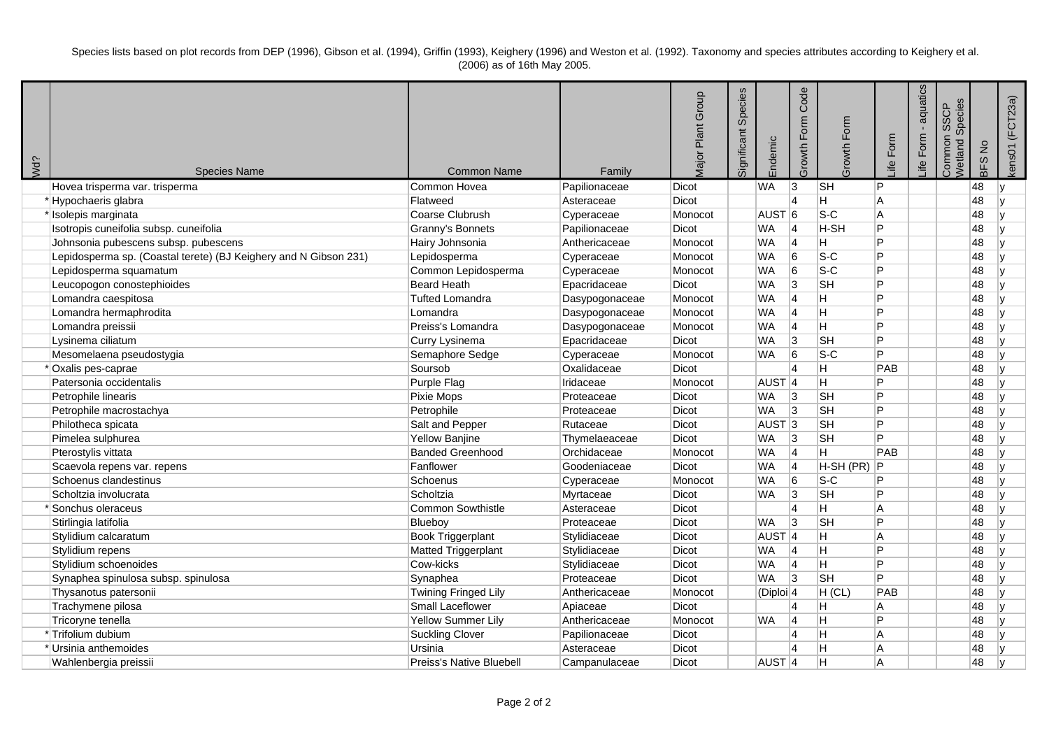Species lists based on plot records from DEP (1996), Gibson et al. (1994), Griffin (1993), Keighery (1996) and Weston et al. (1992). Taxonomy and species attributes according to Keighery et al. (2006) as of 16th May 2005.

| Wd? | Species Name | Common Name | Family | Major Plant Group | Significant Species | Endemic | Growth Form Code | Growth Form | Life Form | Life Form - aquatics | Common SSCP Wetland Species | BFS No | kens01 (FCT23a) |
|---|---|---|---|---|---|---|---|---|---|---|---|---|---|
| | Hovea trisperma var. trisperma | Common Hovea | Papilionaceae | Dicot | | WA | 3 | SH | P | | | 48 | y |
| * | Hypochaeris glabra | Flatweed | Asteraceae | Dicot | | | 4 | H | A | | | 48 | y |
| * | Isolepis marginata | Coarse Clubrush | Cyperaceae | Monocot | | AUST | 6 | S-C | A | | | 48 | y |
| | Isotropis cuneifolia subsp. cuneifolia | Granny's Bonnets | Papilionaceae | Dicot | | WA | 4 | H-SH | P | | | 48 | y |
| | Johnsonia pubescens subsp. pubescens | Hairy Johnsonia | Anthericaceae | Monocot | | WA | 4 | H | P | | | 48 | y |
| | Lepidosperma sp. (Coastal terete) (BJ Keighery and N Gibson 231) | Lepidosperma | Cyperaceae | Monocot | | WA | 6 | S-C | P | | | 48 | y |
| | Lepidosperma squamatum | Common Lepidosperma | Cyperaceae | Monocot | | WA | 6 | S-C | P | | | 48 | y |
| | Leucopogon conostephioides | Beard Heath | Epacridaceae | Dicot | | WA | 3 | SH | P | | | 48 | y |
| | Lomandra caespitosa | Tufted Lomandra | Dasypogonaceae | Monocot | | WA | 4 | H | P | | | 48 | y |
| | Lomandra hermaphrodita | Lomandra | Dasypogonaceae | Monocot | | WA | 4 | H | P | | | 48 | y |
| | Lomandra preissii | Preiss's Lomandra | Dasypogonaceae | Monocot | | WA | 4 | H | P | | | 48 | y |
| | Lysinema ciliatum | Curry Lysinema | Epacridaceae | Dicot | | WA | 3 | SH | P | | | 48 | y |
| | Mesomelaena pseudostygia | Semaphore Sedge | Cyperaceae | Monocot | | WA | 6 | S-C | P | | | 48 | y |
| * | Oxalis pes-caprae | Soursob | Oxalidaceae | Dicot | | | 4 | H | PAB | | | 48 | y |
| | Patersonia occidentalis | Purple Flag | Iridaceae | Monocot | | AUST | 4 | H | P | | | 48 | y |
| | Petrophile linearis | Pixie Mops | Proteaceae | Dicot | | WA | 3 | SH | P | | | 48 | y |
| | Petrophile macrostachya | Petrophile | Proteaceae | Dicot | | WA | 3 | SH | P | | | 48 | y |
| | Philotheca spicata | Salt and Pepper | Rutaceae | Dicot | | AUST | 3 | SH | P | | | 48 | y |
| | Pimelea sulphurea | Yellow Banjine | Thymelaeaceae | Dicot | | WA | 3 | SH | P | | | 48 | y |
| | Pterostylis vittata | Banded Greenhood | Orchidaceae | Monocot | | WA | 4 | H | PAB | | | 48 | y |
| | Scaevola repens var. repens | Fanflower | Goodeniaceae | Dicot | | WA | 4 | H-SH (PR) | P | | | 48 | y |
| | Schoenus clandestinus | Schoenus | Cyperaceae | Monocot | | WA | 6 | S-C | P | | | 48 | y |
| | Scholtzia involucrata | Scholtzia | Myrtaceae | Dicot | | WA | 3 | SH | P | | | 48 | y |
| * | Sonchus oleraceus | Common Sowthistle | Asteraceae | Dicot | | | 4 | H | A | | | 48 | y |
| | Stirlingia latifolia | Blueboy | Proteaceae | Dicot | | WA | 3 | SH | P | | | 48 | y |
| | Stylidium calcaratum | Book Triggerplant | Stylidiaceae | Dicot | | AUST | 4 | H | A | | | 48 | y |
| | Stylidium repens | Matted Triggerplant | Stylidiaceae | Dicot | | WA | 4 | H | P | | | 48 | y |
| | Stylidium schoenoides | Cow-kicks | Stylidiaceae | Dicot | | WA | 4 | H | P | | | 48 | y |
| | Synaphea spinulosa subsp. spinulosa | Synaphea | Proteaceae | Dicot | | WA | 3 | SH | P | | | 48 | y |
| | Thysanotus patersonii | Twining Fringed Lily | Anthericaceae | Monocot | | (Diploi | 4 | H (CL) | PAB | | | 48 | y |
| | Trachymene pilosa | Small Laceflower | Apiaceae | Dicot | | | 4 | H | A | | | 48 | y |
| | Tricoryne tenella | Yellow Summer Lily | Anthericaceae | Monocot | | WA | 4 | H | P | | | 48 | y |
| * | Trifolium dubium | Suckling Clover | Papilionaceae | Dicot | | | 4 | H | A | | | 48 | y |
| * | Ursinia anthemoides | Ursinia | Asteraceae | Dicot | | | 4 | H | A | | | 48 | y |
| | Wahlenbergia preissii | Preiss's Native Bluebell | Campanulaceae | Dicot | | AUST | 4 | H | A | | | 48 | y |